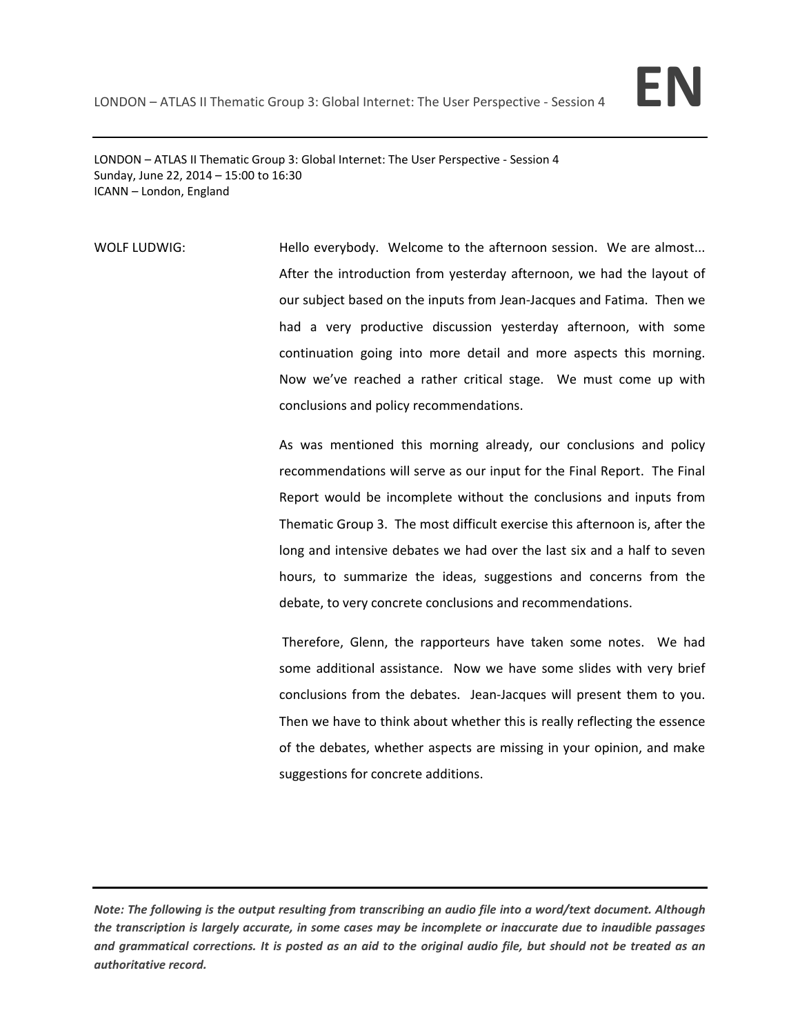LONDON – ATLAS II Thematic Group 3: Global Internet: The User Perspective - Session 4
Sunday, June 22, 2014 – 15:00 to 16:30
ICANN – London, England

WOLF LUDWIG: Hello everybody. Welcome to the afternoon session. We are almost... After the introduction from yesterday afternoon, we had the layout of our subject based on the inputs from Jean-Jacques and Fatima. Then we had a very productive discussion yesterday afternoon, with some continuation going into more detail and more aspects this morning. Now we've reached a rather critical stage. We must come up with conclusions and policy recommendations.

As was mentioned this morning already, our conclusions and policy recommendations will serve as our input for the Final Report. The Final Report would be incomplete without the conclusions and inputs from Thematic Group 3. The most difficult exercise this afternoon is, after the long and intensive debates we had over the last six and a half to seven hours, to summarize the ideas, suggestions and concerns from the debate, to very concrete conclusions and recommendations.

Therefore, Glenn, the rapporteurs have taken some notes. We had some additional assistance. Now we have some slides with very brief conclusions from the debates. Jean-Jacques will present them to you. Then we have to think about whether this is really reflecting the essence of the debates, whether aspects are missing in your opinion, and make suggestions for concrete additions.

***Note: The following is the output resulting from transcribing an audio file into a word/text document. Although the transcription is largely accurate, in some cases may be incomplete or inaccurate due to inaudible passages and grammatical corrections. It is posted as an aid to the original audio file, but should not be treated as an authoritative record.***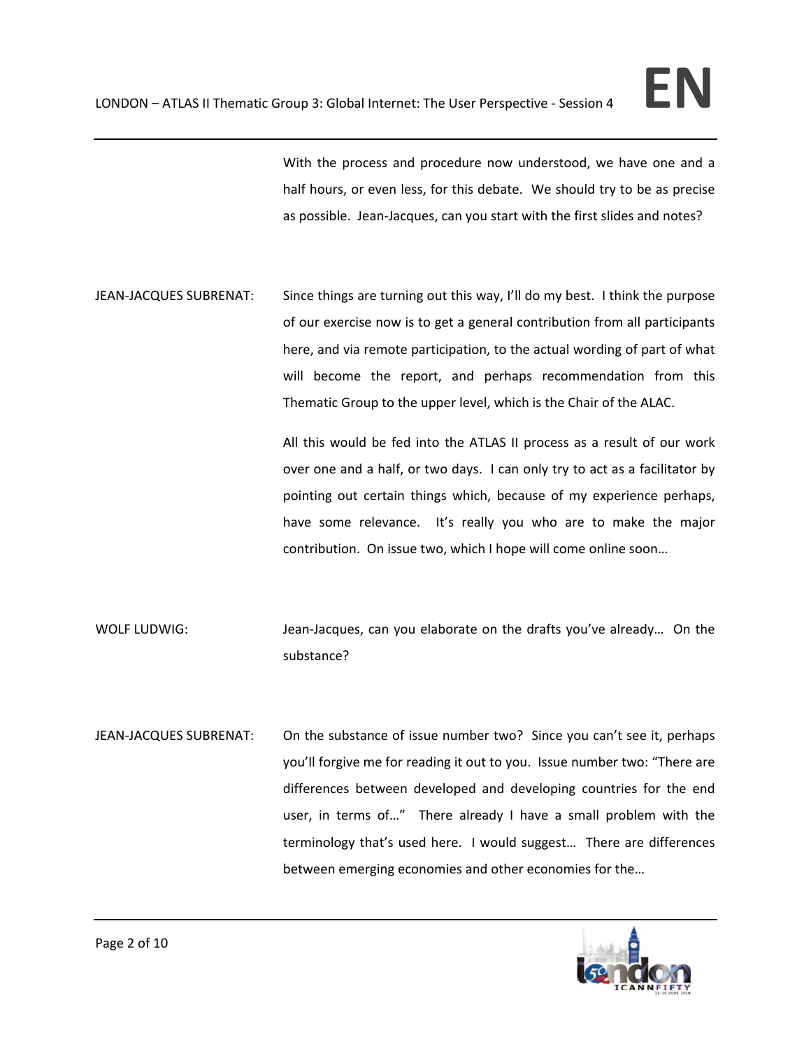With the process and procedure now understood, we have one and a half hours, or even less, for this debate. We should try to be as precise as possible. Jean-Jacques, can you start with the first slides and notes?

JEAN-JACQUES SUBRENAT: Since things are turning out this way, I'll do my best. I think the purpose of our exercise now is to get a general contribution from all participants here, and via remote participation, to the actual wording of part of what will become the report, and perhaps recommendation from this Thematic Group to the upper level, which is the Chair of the ALAC.

All this would be fed into the ATLAS II process as a result of our work over one and a half, or two days. I can only try to act as a facilitator by pointing out certain things which, because of my experience perhaps, have some relevance. It's really you who are to make the major contribution. On issue two, which I hope will come online soon…

WOLF LUDWIG: Jean-Jacques, can you elaborate on the drafts you've already… On the substance?

JEAN-JACQUES SUBRENAT: On the substance of issue number two? Since you can't see it, perhaps you'll forgive me for reading it out to you. Issue number two: "There are differences between developed and developing countries for the end user, in terms of…" There already I have a small problem with the terminology that's used here. I would suggest… There are differences between emerging economies and other economies for the…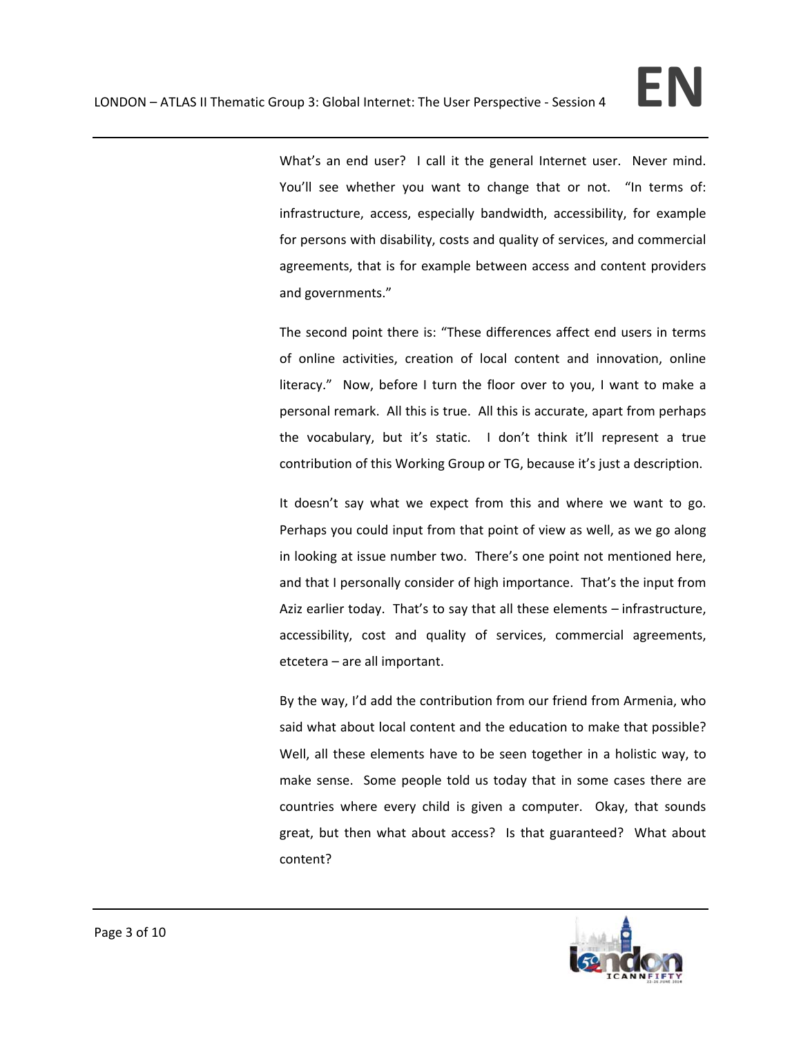What's an end user? I call it the general Internet user. Never mind. You'll see whether you want to change that or not. "In terms of: infrastructure, access, especially bandwidth, accessibility, for example for persons with disability, costs and quality of services, and commercial agreements, that is for example between access and content providers and governments."

The second point there is: "These differences affect end users in terms of online activities, creation of local content and innovation, online literacy." Now, before I turn the floor over to you, I want to make a personal remark. All this is true. All this is accurate, apart from perhaps the vocabulary, but it's static. I don't think it'll represent a true contribution of this Working Group or TG, because it's just a description.

It doesn't say what we expect from this and where we want to go. Perhaps you could input from that point of view as well, as we go along in looking at issue number two. There's one point not mentioned here, and that I personally consider of high importance. That's the input from Aziz earlier today. That's to say that all these elements – infrastructure, accessibility, cost and quality of services, commercial agreements, etcetera – are all important.

By the way, I'd add the contribution from our friend from Armenia, who said what about local content and the education to make that possible? Well, all these elements have to be seen together in a holistic way, to make sense. Some people told us today that in some cases there are countries where every child is given a computer. Okay, that sounds great, but then what about access? Is that guaranteed? What about content?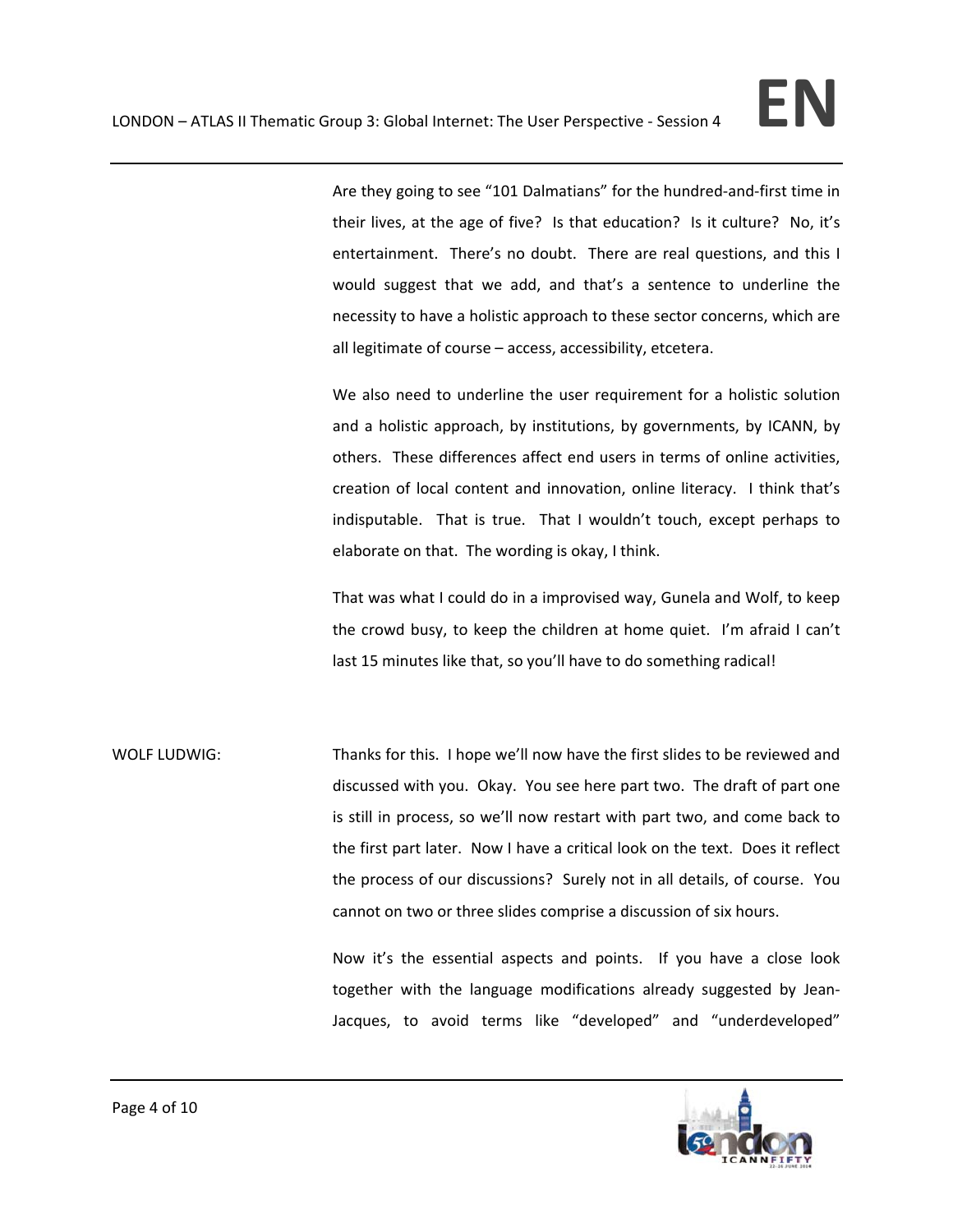Are they going to see "101 Dalmatians" for the hundred-and-first time in their lives, at the age of five? Is that education? Is it culture? No, it's entertainment. There's no doubt. There are real questions, and this I would suggest that we add, and that's a sentence to underline the necessity to have a holistic approach to these sector concerns, which are all legitimate of course – access, accessibility, etcetera.

We also need to underline the user requirement for a holistic solution and a holistic approach, by institutions, by governments, by ICANN, by others. These differences affect end users in terms of online activities, creation of local content and innovation, online literacy. I think that's indisputable. That is true. That I wouldn't touch, except perhaps to elaborate on that. The wording is okay, I think.

That was what I could do in a improvised way, Gunela and Wolf, to keep the crowd busy, to keep the children at home quiet. I'm afraid I can't last 15 minutes like that, so you'll have to do something radical!

**WOLF LUDWIG:** Thanks for this. I hope we'll now have the first slides to be reviewed and discussed with you. Okay. You see here part two. The draft of part one is still in process, so we'll now restart with part two, and come back to the first part later. Now I have a critical look on the text. Does it reflect the process of our discussions? Surely not in all details, of course. You cannot on two or three slides comprise a discussion of six hours.

Now it's the essential aspects and points. If you have a close look together with the language modifications already suggested by Jean-Jacques, to avoid terms like "developed" and "underdeveloped"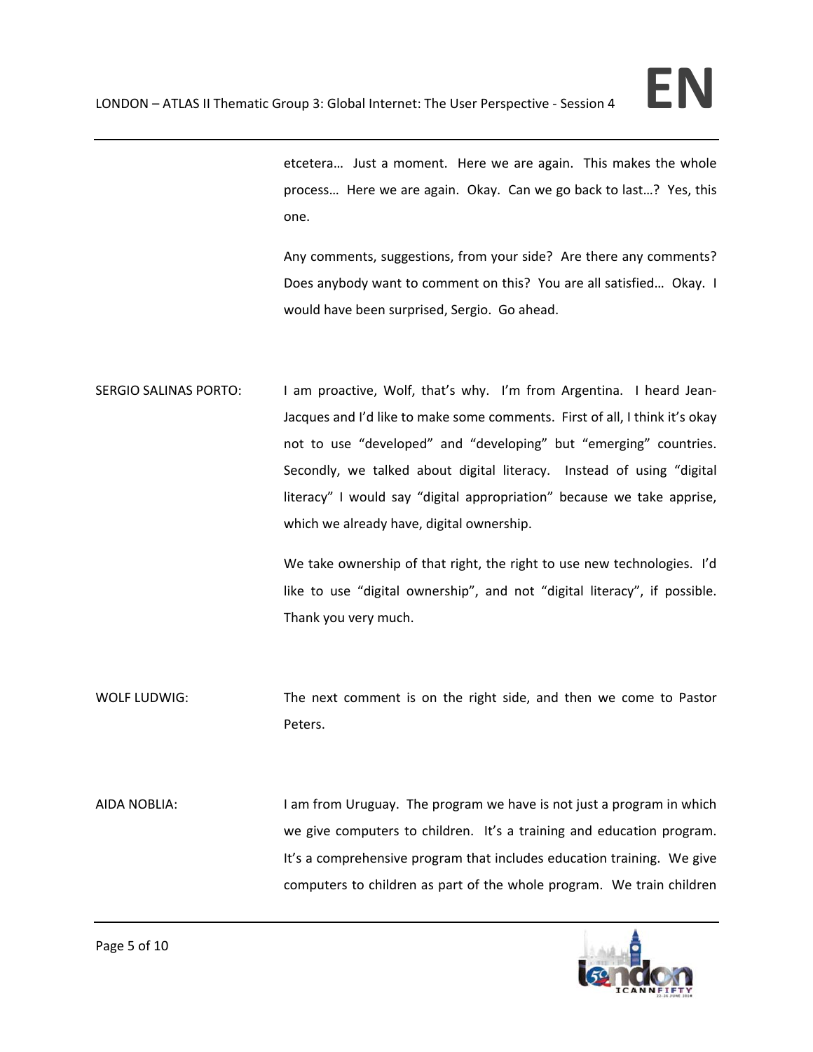etcetera… Just a moment. Here we are again. This makes the whole process… Here we are again. Okay. Can we go back to last…? Yes, this one.

Any comments, suggestions, from your side? Are there any comments? Does anybody want to comment on this? You are all satisfied… Okay. I would have been surprised, Sergio. Go ahead.

SERGIO SALINAS PORTO: I am proactive, Wolf, that's why. I'm from Argentina. I heard Jean-Jacques and I'd like to make some comments. First of all, I think it's okay not to use "developed" and "developing" but "emerging" countries. Secondly, we talked about digital literacy. Instead of using "digital literacy" I would say "digital appropriation" because we take apprise, which we already have, digital ownership.

We take ownership of that right, the right to use new technologies. I'd like to use "digital ownership", and not "digital literacy", if possible. Thank you very much.

WOLF LUDWIG: The next comment is on the right side, and then we come to Pastor Peters.

AIDA NOBLIA: I am from Uruguay. The program we have is not just a program in which we give computers to children. It's a training and education program. It's a comprehensive program that includes education training. We give computers to children as part of the whole program. We train children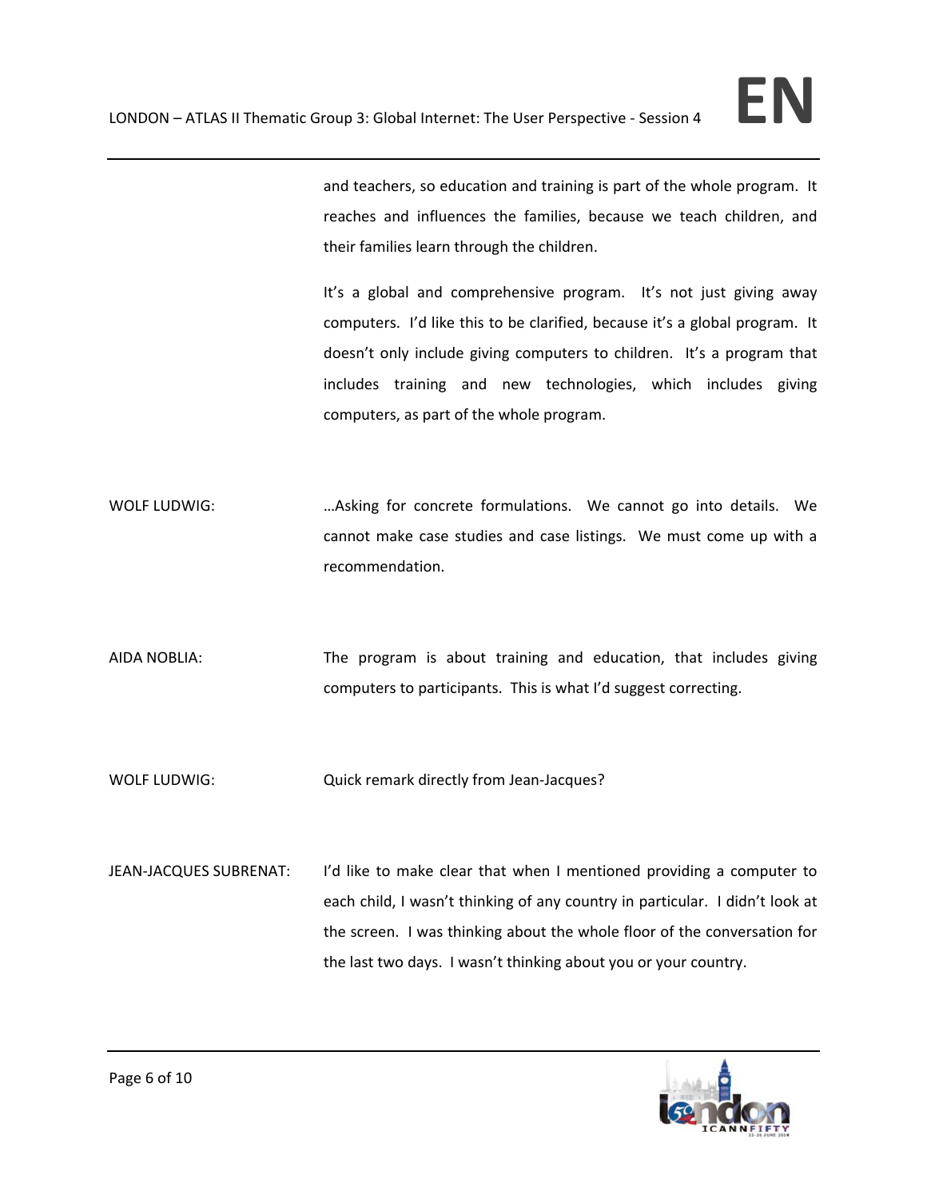and teachers, so education and training is part of the whole program. It reaches and influences the families, because we teach children, and their families learn through the children.

It's a global and comprehensive program. It's not just giving away computers. I'd like this to be clarified, because it's a global program. It doesn't only include giving computers to children. It's a program that includes training and new technologies, which includes giving computers, as part of the whole program.

WOLF LUDWIG: …Asking for concrete formulations. We cannot go into details. We cannot make case studies and case listings. We must come up with a recommendation.

AIDA NOBLIA: The program is about training and education, that includes giving computers to participants. This is what I'd suggest correcting.

WOLF LUDWIG: Quick remark directly from Jean-Jacques?

JEAN-JACQUES SUBRENAT: I'd like to make clear that when I mentioned providing a computer to each child, I wasn't thinking of any country in particular. I didn't look at the screen. I was thinking about the whole floor of the conversation for the last two days. I wasn't thinking about you or your country.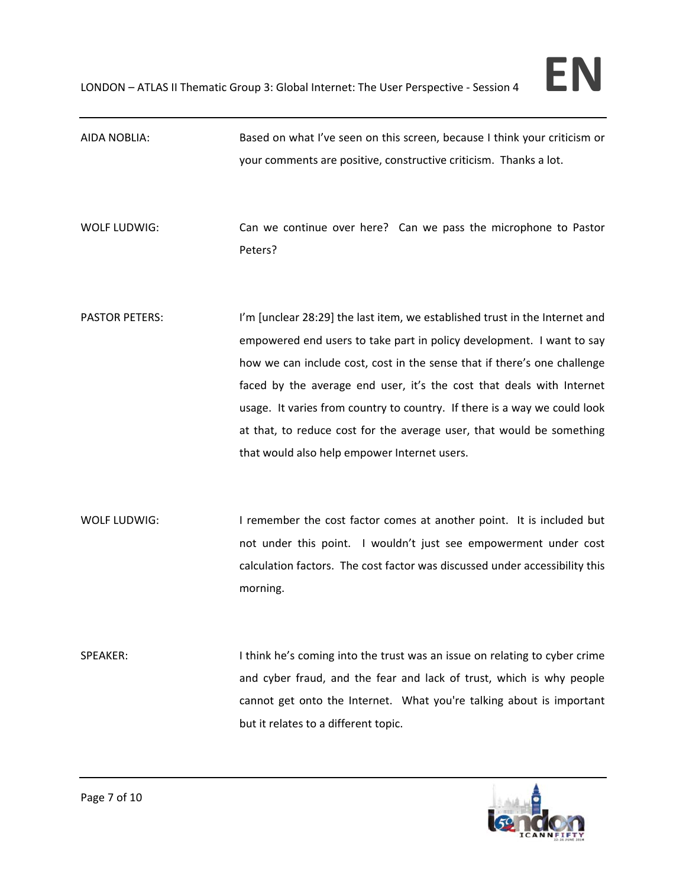AIDA NOBLIA: Based on what I've seen on this screen, because I think your criticism or your comments are positive, constructive criticism. Thanks a lot.

WOLF LUDWIG: Can we continue over here? Can we pass the microphone to Pastor Peters?

PASTOR PETERS: I'm [unclear 28:29] the last item, we established trust in the Internet and empowered end users to take part in policy development. I want to say how we can include cost, cost in the sense that if there's one challenge faced by the average end user, it's the cost that deals with Internet usage. It varies from country to country. If there is a way we could look at that, to reduce cost for the average user, that would be something that would also help empower Internet users.

WOLF LUDWIG: I remember the cost factor comes at another point. It is included but not under this point. I wouldn't just see empowerment under cost calculation factors. The cost factor was discussed under accessibility this morning.

SPEAKER: I think he's coming into the trust was an issue on relating to cyber crime and cyber fraud, and the fear and lack of trust, which is why people cannot get onto the Internet. What you're talking about is important but it relates to a different topic.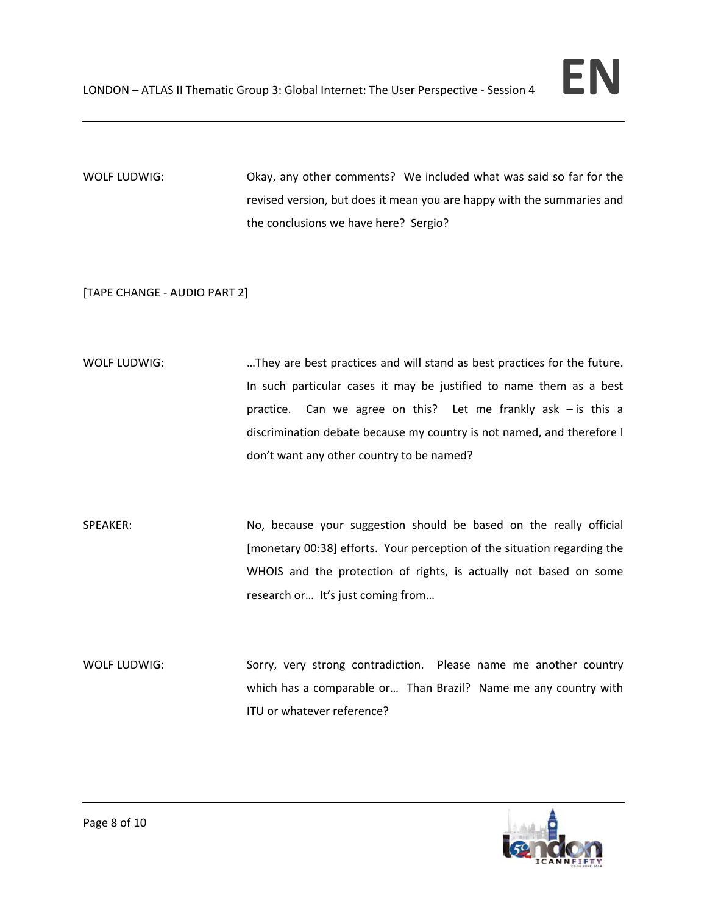WOLF LUDWIG: Okay, any other comments? We included what was said so far for the revised version, but does it mean you are happy with the summaries and the conclusions we have here? Sergio?

[TAPE CHANGE - AUDIO PART 2]

WOLF LUDWIG: …They are best practices and will stand as best practices for the future. In such particular cases it may be justified to name them as a best practice. Can we agree on this? Let me frankly ask – is this a discrimination debate because my country is not named, and therefore I don't want any other country to be named?

SPEAKER: No, because your suggestion should be based on the really official [monetary 00:38] efforts. Your perception of the situation regarding the WHOIS and the protection of rights, is actually not based on some research or… It's just coming from…

WOLF LUDWIG: Sorry, very strong contradiction. Please name me another country which has a comparable or… Than Brazil? Name me any country with ITU or whatever reference?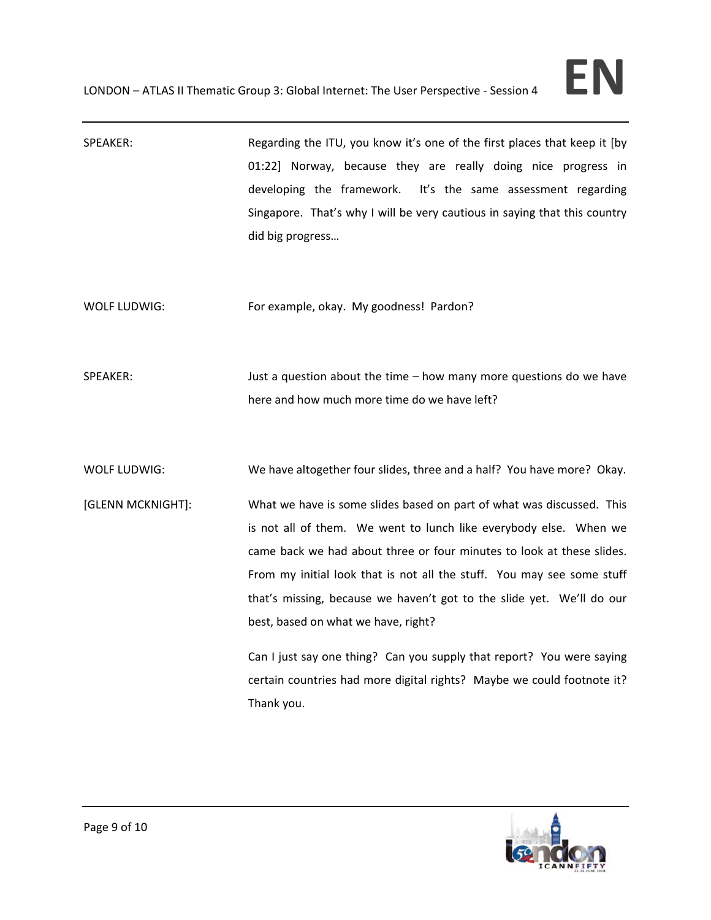SPEAKER: Regarding the ITU, you know it's one of the first places that keep it [by 01:22] Norway, because they are really doing nice progress in developing the framework. It's the same assessment regarding Singapore. That's why I will be very cautious in saying that this country did big progress…

WOLF LUDWIG: For example, okay. My goodness! Pardon?

SPEAKER: Just a question about the time – how many more questions do we have here and how much more time do we have left?

WOLF LUDWIG: We have altogether four slides, three and a half? You have more? Okay.

[GLENN MCKNIGHT]: What we have is some slides based on part of what was discussed. This is not all of them. We went to lunch like everybody else. When we came back we had about three or four minutes to look at these slides. From my initial look that is not all the stuff. You may see some stuff that's missing, because we haven't got to the slide yet. We'll do our best, based on what we have, right?

Can I just say one thing? Can you supply that report? You were saying certain countries had more digital rights? Maybe we could footnote it? Thank you.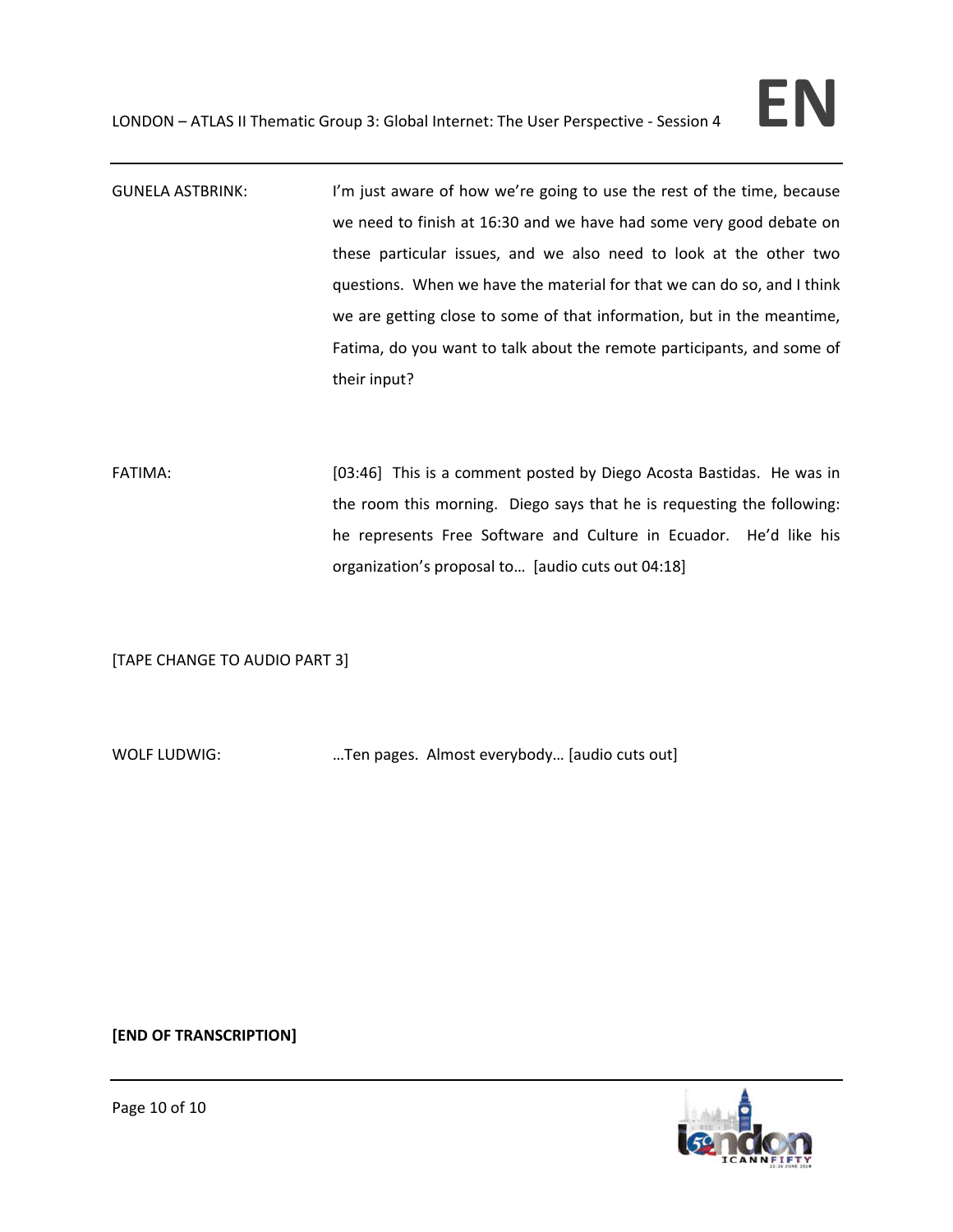GUNELA ASTBRINK: I'm just aware of how we're going to use the rest of the time, because we need to finish at 16:30 and we have had some very good debate on these particular issues, and we also need to look at the other two questions. When we have the material for that we can do so, and I think we are getting close to some of that information, but in the meantime, Fatima, do you want to talk about the remote participants, and some of their input?

FATIMA: [03:46] This is a comment posted by Diego Acosta Bastidas. He was in the room this morning. Diego says that he is requesting the following: he represents Free Software and Culture in Ecuador. He'd like his organization's proposal to… [audio cuts out 04:18]

[TAPE CHANGE TO AUDIO PART 3]

WOLF LUDWIG: …Ten pages. Almost everybody… [audio cuts out]

**[END OF TRANSCRIPTION]**